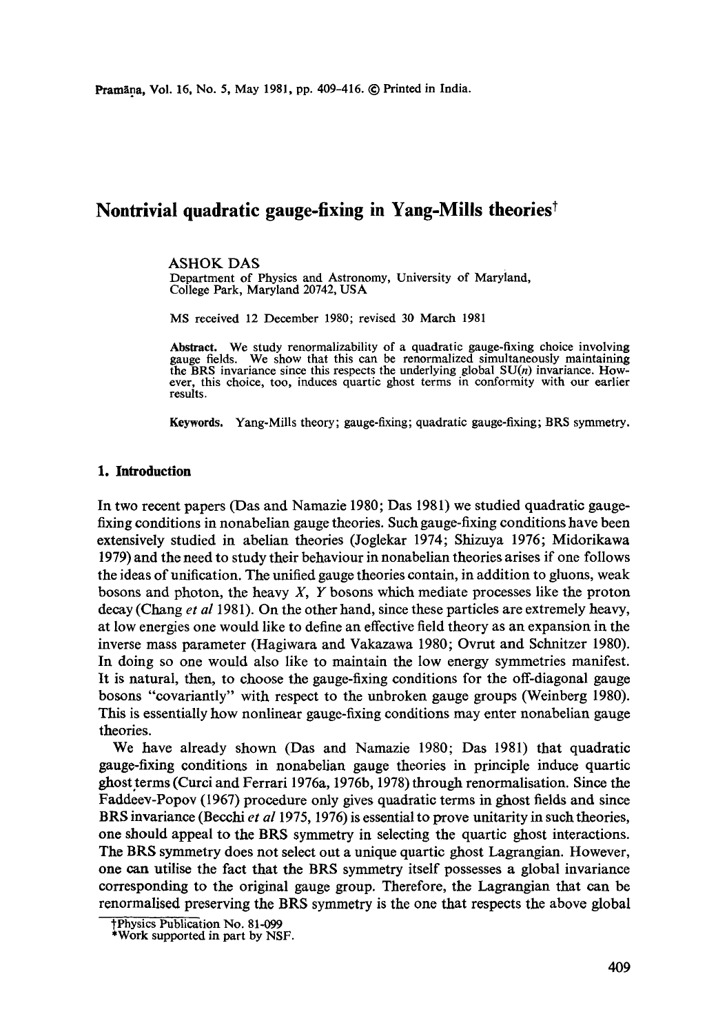# Nontrivial quadratic gauge-fixing in Yang-Mills theories[†]

ASHOK DAS

Department of Physics and Astronomy, University of Maryland, College Park, Maryland 20742, USA

MS received 12 December 1980; revised 30 March 1981

**Abstract.** We study renormalizability of a quadratic gauge-fixing choice involving gauge fields. We show that this can be renormalized simultaneously maintaining the BRS invariance since this respects the underlying global SU($n$) invariance. However, this choice, too, induces quartic ghost terms in conformity with our earlier results.

**Keywords.** Yang-Mills theory; gauge-fixing; quadratic gauge-fixing; BRS symmetry.

## 1. Introduction

In two recent papers (Das and Namazie 1980; Das 1981) we studied quadratic gauge-fixing conditions in nonabelian gauge theories. Such gauge-fixing conditions have been extensively studied in abelian theories (Joglekar 1974; Shizuya 1976; Midorikawa 1979) and the need to study their behaviour in nonabelian theories arises if one follows the ideas of unification. The unified gauge theories contain, in addition to gluons, weak bosons and photon, the heavy $X$, $Y$ bosons which mediate processes like the proton decay (Chang *et al* 1981). On the other hand, since these particles are extremely heavy, at low energies one would like to define an effective field theory as an expansion in the inverse mass parameter (Hagiwara and Vakazawa 1980; Ovrut and Schnitzer 1980). In doing so one would also like to maintain the low energy symmetries manifest. It is natural, then, to choose the gauge-fixing conditions for the off-diagonal gauge bosons "covariantly" with respect to the unbroken gauge groups (Weinberg 1980). This is essentially how nonlinear gauge-fixing conditions may enter nonabelian gauge theories.

We have already shown (Das and Namazie 1980; Das 1981) that quadratic gauge-fixing conditions in nonabelian gauge theories in principle induce quartic ghost terms (Curci and Ferrari 1976a, 1976b, 1978) through renormalisation. Since the Faddeev-Popov (1967) procedure only gives quadratic terms in ghost fields and since BRS invariance (Becchi *et al* 1975, 1976) is essential to prove unitarity in such theories, one should appeal to the BRS symmetry in selecting the quartic ghost interactions. The BRS symmetry does not select out a unique quartic ghost Lagrangian. However, one can utilise the fact that the BRS symmetry itself possesses a global invariance corresponding to the original gauge group. Therefore, the Lagrangian that can be renormalised preserving the BRS symmetry is the one that respects the above global

---

†Physics Publication No. 81-099

*Work supported in part by NSF.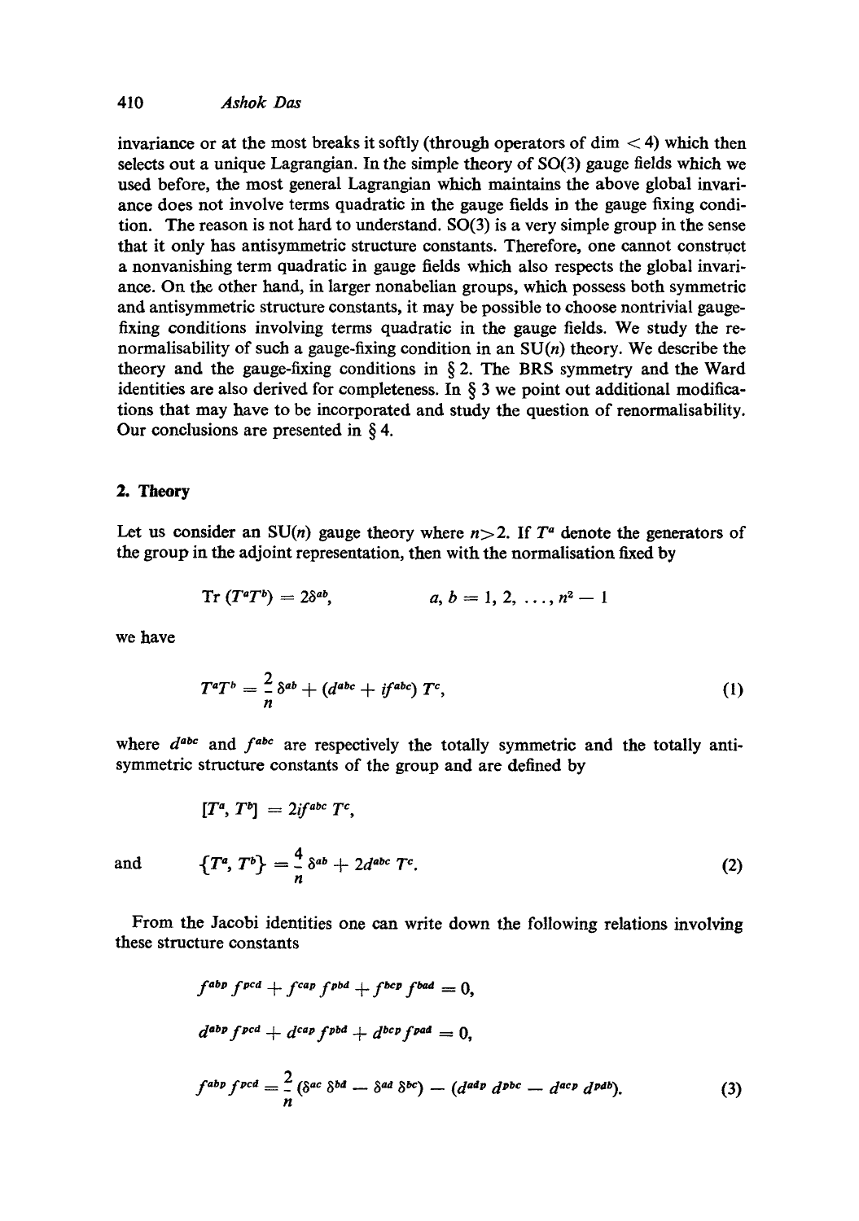invariance or at the most breaks it softly (through operators of dim $< 4$) which then selects out a unique Lagrangian. In the simple theory of SO(3) gauge fields which we used before, the most general Lagrangian which maintains the above global invariance does not involve terms quadratic in the gauge fields in the gauge fixing condition. The reason is not hard to understand. SO(3) is a very simple group in the sense that it only has antisymmetric structure constants. Therefore, one cannot construct a nonvanishing term quadratic in gauge fields which also respects the global invariance. On the other hand, in larger nonabelian groups, which possess both symmetric and antisymmetric structure constants, it may be possible to choose nontrivial gauge-fixing conditions involving terms quadratic in the gauge fields. We study the renormalisability of such a gauge-fixing condition in an SU($n$) theory. We describe the theory and the gauge-fixing conditions in § 2. The BRS symmetry and the Ward identities are also derived for completeness. In § 3 we point out additional modifications that may have to be incorporated and study the question of renormalisability. Our conclusions are presented in § 4.

## 2. Theory

Let us consider an SU($n$) gauge theory where $n > 2$. If $T^a$ denote the generators of the group in the adjoint representation, then with the normalisation fixed by

$$\mathrm{Tr}\,(T^a T^b) = 2\delta^{ab}, \qquad a, b = 1, 2, \ldots, n^2 - 1$$

we have

$$T^a T^b = \frac{2}{n}\,\delta^{ab} + (d^{abc} + if^{abc})\,T^c, \tag{1}$$

where $d^{abc}$ and $f^{abc}$ are respectively the totally symmetric and the totally antisymmetric structure constants of the group and are defined by

$$[T^a, T^b] = 2if^{abc}\,T^c,$$

and
$$\{T^a, T^b\} = \frac{4}{n}\,\delta^{ab} + 2d^{abc}\,T^c. \tag{2}$$

From the Jacobi identities one can write down the following relations involving these structure constants

$$f^{abp} f^{pcd} + f^{cap} f^{pbd} + f^{bcp} f^{bad} = 0,$$

$$d^{abp} f^{pcd} + d^{cap} f^{pbd} + d^{bcp} f^{pad} = 0,$$

$$f^{abp} f^{pcd} = \frac{2}{n}\,(\delta^{ac}\,\delta^{bd} - \delta^{ad}\,\delta^{bc}) - (d^{adp}\,d^{pbc} - d^{acp}\,d^{pdb}). \tag{3}$$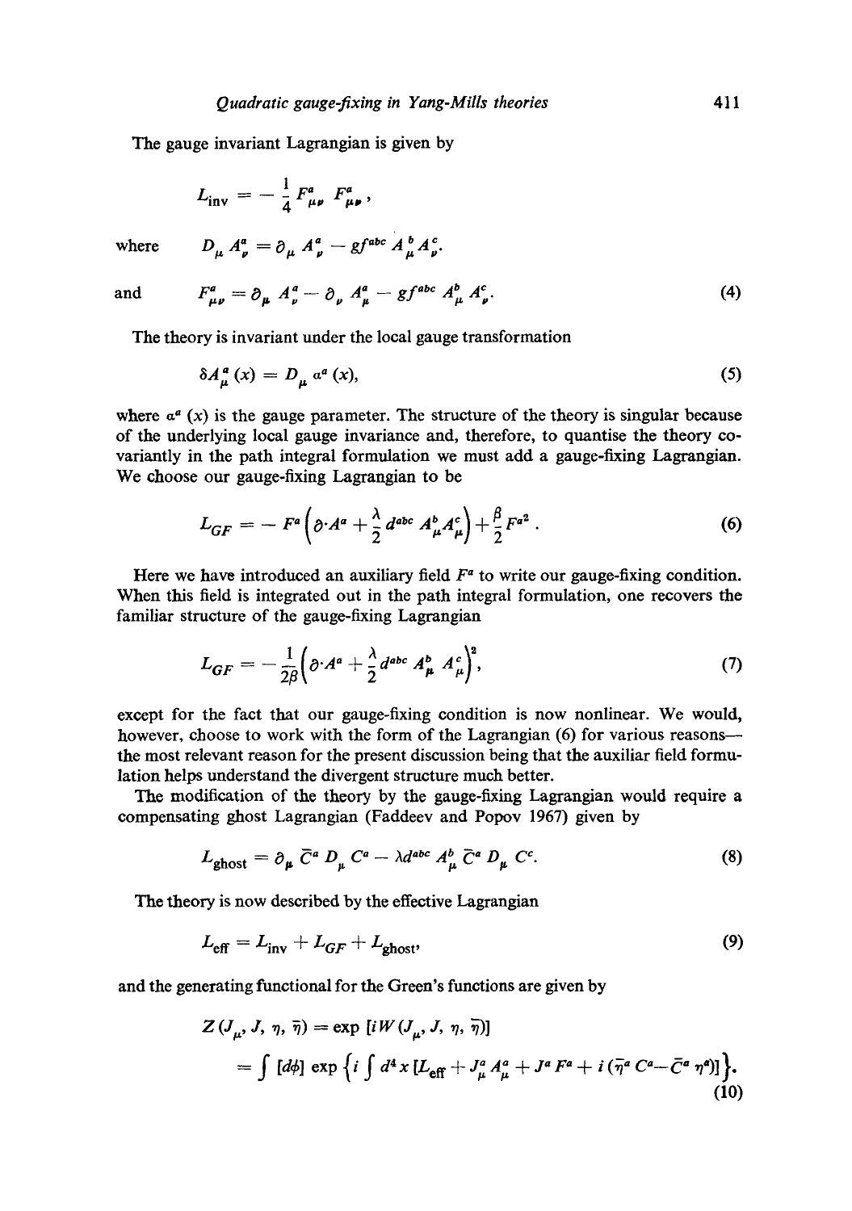The gauge invariant Lagrangian is given by

$$L_{\text{inv}} = -\frac{1}{4} F^a_{\mu\nu} F^a_{\mu\nu},$$

where $\quad D_\mu A^a_\nu = \partial_\mu A^a_\nu - g f^{abc} A^b_\mu A^c_\nu.$

and

$$F^a_{\mu\nu} = \partial_\mu A^a_\nu - \partial_\nu A^a_\mu - g f^{abc} A^b_\mu A^c_\nu. \tag{4}$$

The theory is invariant under the local gauge transformation

$$\delta A^a_\mu(x) = D_\mu \alpha^a(x), \tag{5}$$

where $\alpha^a(x)$ is the gauge parameter. The structure of the theory is singular because of the underlying local gauge invariance and, therefore, to quantise the theory covariantly in the path integral formulation we must add a gauge-fixing Lagrangian. We choose our gauge-fixing Lagrangian to be

$$L_{GF} = -F^a \left( \partial \cdot A^a + \frac{\lambda}{2} d^{abc} A^b_\mu A^c_\mu \right) + \frac{\beta}{2} F^{a2}. \tag{6}$$

Here we have introduced an auxiliary field $F^a$ to write our gauge-fixing condition. When this field is integrated out in the path integral formulation, one recovers the familiar structure of the gauge-fixing Lagrangian

$$L_{GF} = -\frac{1}{2\beta} \left( \partial \cdot A^a + \frac{\lambda}{2} d^{abc} A^b_\mu A^c_\mu \right)^2, \tag{7}$$

except for the fact that our gauge-fixing condition is now nonlinear. We would, however, choose to work with the form of the Lagrangian (6) for various reasons—the most relevant reason for the present discussion being that the auxiliar field formulation helps understand the divergent structure much better.

The modification of the theory by the gauge-fixing Lagrangian would require a compensating ghost Lagrangian (Faddeev and Popov 1967) given by

$$L_{\text{ghost}} = \partial_\mu \bar{C}^a D_\mu C^a - \lambda d^{abc} A^b_\mu \bar{C}^a D_\mu C^c. \tag{8}$$

The theory is now described by the effective Lagrangian

$$L_{\text{eff}} = L_{\text{inv}} + L_{GF} + L_{\text{ghost}}, \tag{9}$$

and the generating functional for the Green's functions are given by

$$\begin{aligned} Z(J_\mu, J, \eta, \bar{\eta}) &= \exp\left[ i W(J_\mu, J, \eta, \bar{\eta}) \right] \\ &= \int [d\phi] \exp\left\{ i \int d^4x \left[ L_{\text{eff}} + J^a_\mu A^a_\mu + J^a F^a + i(\bar{\eta}^a C^a - \bar{C}^a \eta^a) \right] \right\}. \end{aligned} \tag{10}$$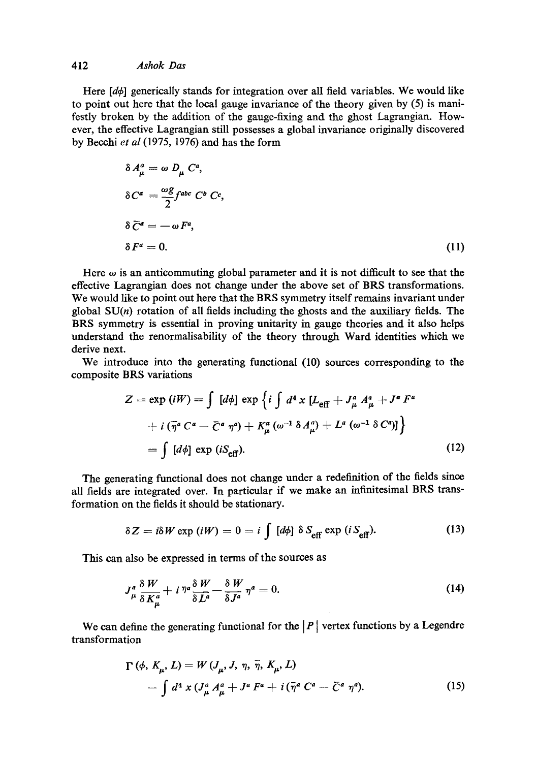Here $[d\phi]$ generically stands for integration over all field variables. We would like to point out here that the local gauge invariance of the theory given by (5) is manifestly broken by the addition of the gauge-fixing and the ghost Lagrangian. However, the effective Lagrangian still possesses a global invariance originally discovered by Becchi *et al* (1975, 1976) and has the form

$$
\begin{aligned}
\delta A_\mu^a &= \omega\, D_\mu\, C^a, \\
\delta C^a &= \frac{\omega g}{2} f^{abc}\, C^b\, C^c, \\
\delta \bar{C}^a &= -\,\omega F^a, \\
\delta F^a &= 0.
\end{aligned} \tag{11}
$$

Here $\omega$ is an anticommuting global parameter and it is not difficult to see that the effective Lagrangian does not change under the above set of BRS transformations. We would like to point out here that the BRS symmetry itself remains invariant under global SU($n$) rotation of all fields including the ghosts and the auxiliary fields. The BRS symmetry is essential in proving unitarity in gauge theories and it also helps understand the renormalisability of the theory through Ward identities which we derive next.

We introduce into the generating functional (10) sources corresponding to the composite BRS variations

$$
\begin{aligned}
Z = \exp(iW) &= \int [d\phi] \exp\Big\{ i \int d^4x\, [L_{\text{eff}} + J_\mu^a A_\mu^a + J^a F^a \\
&\quad + i(\bar{\eta}^a C^a - \bar{C}^a \eta^a) + K_\mu^a (\omega^{-1}\delta A_\mu^a) + L^a(\omega^{-1}\delta C^a)] \Big\} \\
&= \int [d\phi] \exp(iS_{\text{eff}}).
\end{aligned} \tag{12}
$$

The generating functional does not change under a redefinition of the fields since all fields are integrated over. In particular if we make an infinitesimal BRS transformation on the fields it should be stationary.

$$
\delta Z = i\delta W \exp(iW) = 0 = i \int [d\phi]\, \delta S_{\text{eff}} \exp(iS_{\text{eff}}). \tag{13}
$$

This can also be expressed in terms of the sources as

$$
J_\mu^a \frac{\delta W}{\delta K_\mu^a} + i\,\eta^a \frac{\delta W}{\delta L^a} - \frac{\delta W}{\delta J^a}\,\eta^a = 0. \tag{14}
$$

We can define the generating functional for the $|P|$ vertex functions by a Legendre transformation

$$
\begin{aligned}
\Gamma(\phi, K_\mu, L) &= W(J_\mu, J, \eta, \bar{\eta}, K_\mu, L) \\
&\quad - \int d^4x\, (J_\mu^a A_\mu^a + J^a F^a + i(\bar{\eta}^a C^a - \bar{C}^a \eta^a)).
\end{aligned} \tag{15}
$$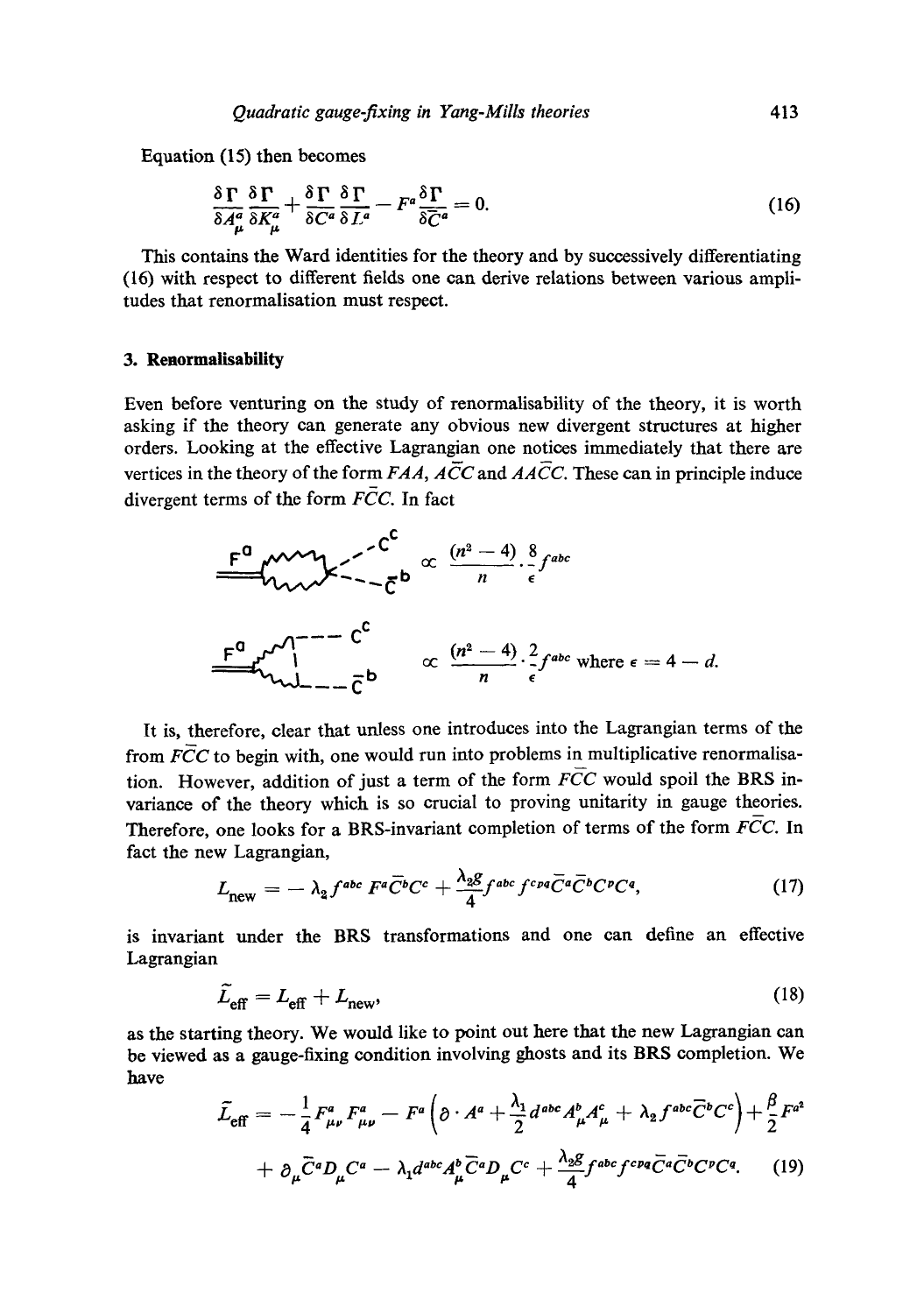Equation (15) then becomes

$$\frac{\delta \Gamma}{\delta A^a_\mu} \frac{\delta \Gamma}{\delta K^a_\mu} + \frac{\delta \Gamma}{\delta C^a} \frac{\delta \Gamma}{\delta L^a} - F^a \frac{\delta \Gamma}{\delta \bar{C}^a} = 0. \tag{16}$$

This contains the Ward identities for the theory and by successively differentiating (16) with respect to different fields one can derive relations between various amplitudes that renormalisation must respect.

## 3. Renormalisability

Even before venturing on the study of renormalisability of the theory, it is worth asking if the theory can generate any obvious new divergent structures at higher orders. Looking at the effective Lagrangian one notices immediately that there are vertices in the theory of the form $FAA$, $A\bar{C}C$ and $AA\bar{C}C$. These can in principle induce divergent terms of the form $F\bar{C}C$. In fact

$$\propto \frac{(n^2-4)}{n} \cdot \frac{8}{\epsilon} f^{abc}$$

$$\propto \frac{(n^2-4)}{n} \cdot \frac{2}{\epsilon} f^{abc} \text{ where } \epsilon = 4 - d.$$

It is, therefore, clear that unless one introduces into the Lagrangian terms of the from $F\bar{C}C$ to begin with, one would run into problems in multiplicative renormalisation. However, addition of just a term of the form $F\bar{C}C$ would spoil the BRS invariance of the theory which is so crucial to proving unitarity in gauge theories. Therefore, one looks for a BRS-invariant completion of terms of the form $F\bar{C}C$. In fact the new Lagrangian,

$$L_{\text{new}} = -\lambda_2 f^{abc} F^a \bar{C}^b C^c + \frac{\lambda_2 g}{4} f^{abc} f^{cpq} \bar{C}^a \bar{C}^b C^p C^q, \tag{17}$$

is invariant under the BRS transformations and one can define an effective Lagrangian

$$\tilde{L}_{\text{eff}} = L_{\text{eff}} + L_{\text{new}}, \tag{18}$$

as the starting theory. We would like to point out here that the new Lagrangian can be viewed as a gauge-fixing condition involving ghosts and its BRS completion. We have

$$\tilde{L}_{\text{eff}} = -\frac{1}{4} F^a_{\mu\nu} F^a_{\mu\nu} - F^a \left( \partial \cdot A^a + \frac{\lambda_1}{2} d^{abc} A^b_\mu A^c_\mu + \lambda_2 f^{abc} \bar{C}^b C^c \right) + \frac{\beta}{2} F^{a^2}$$

$$+ \partial_\mu \bar{C}^a D_\mu C^a - \lambda_1 d^{abc} A^b_\mu \bar{C}^a D_\mu C^c + \frac{\lambda_2 g}{4} f^{abc} f^{cpq} \bar{C}^a \bar{C}^b C^p C^q. \tag{19}$$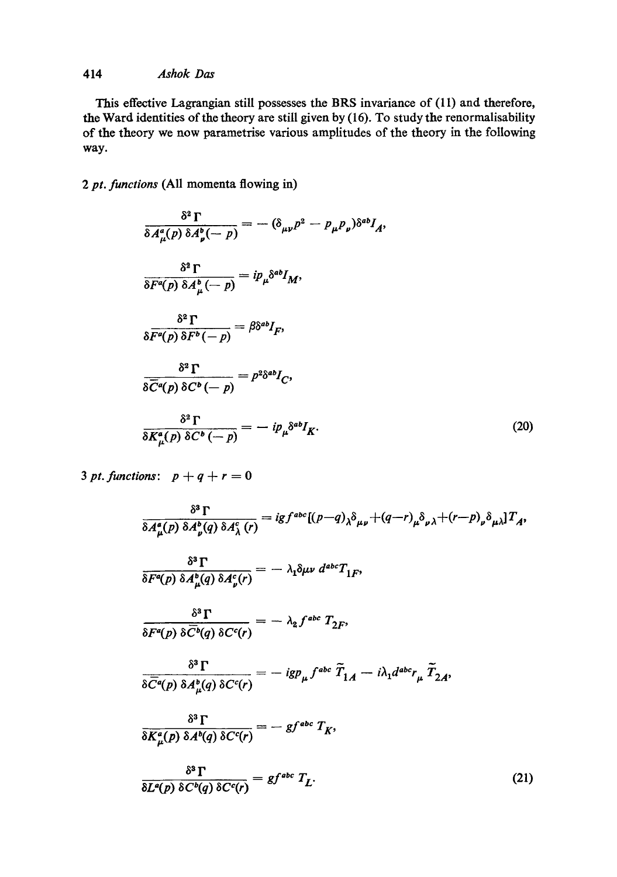This effective Lagrangian still possesses the BRS invariance of (11) and therefore, the Ward identities of the theory are still given by (16). To study the renormalisability of the theory we now parametrise various amplitudes of the theory in the following way.

*2 pt. functions* (All momenta flowing in)

$$\frac{\delta^2 \Gamma}{\delta A^a_\mu(p)\, \delta A^b_\nu(-p)} = -(\delta_{\mu\nu} p^2 - p_\mu p_\nu)\delta^{ab} I_A,$$

$$\frac{\delta^2 \Gamma}{\delta F^a(p)\, \delta A^b_\mu(-p)} = i p_\mu \delta^{ab} I_M,$$

$$\frac{\delta^2 \Gamma}{\delta F^a(p)\, \delta F^b(-p)} = \beta \delta^{ab} I_F,$$

$$\frac{\delta^2 \Gamma}{\delta \bar{C}^a(p)\, \delta C^b(-p)} = p^2 \delta^{ab} I_C,$$

$$\frac{\delta^2 \Gamma}{\delta K^a_\mu(p)\, \delta C^b(-p)} = -i p_\mu \delta^{ab} I_K. \tag{20}$$

*3 pt. functions*: $p+q+r=0$

$$\frac{\delta^3 \Gamma}{\delta A^a_\mu(p)\, \delta A^b_\nu(q)\, \delta A^c_\lambda(r)} = i g f^{abc}[(p-q)_\lambda \delta_{\mu\nu} + (q-r)_\mu \delta_{\nu\lambda} + (r-p)_\nu \delta_{\mu\lambda}] T_A,$$

$$\frac{\delta^3 \Gamma}{\delta F^a(p)\, \delta A^b_\mu(q)\, \delta A^c_\nu(r)} = -\lambda_1 \delta_{\mu\nu} d^{abc} T_{1F},$$

$$\frac{\delta^3 \Gamma}{\delta F^a(p)\, \delta \bar{C}^b(q)\, \delta C^c(r)} = -\lambda_2 f^{abc} T_{2F},$$

$$\frac{\delta^3 \Gamma}{\delta \bar{C}^a(p)\, \delta A^b_\mu(q)\, \delta C^c(r)} = -i g p_\mu f^{abc} \tilde{T}_{1A} - i\lambda_1 d^{abc} r_\mu \tilde{T}_{2A},$$

$$\frac{\delta^3 \Gamma}{\delta K^a_\mu(p)\, \delta A^b(q)\, \delta C^c(r)} = -g f^{abc} T_K,$$

$$\frac{\delta^3 \Gamma}{\delta L^a(p)\, \delta C^b(q)\, \delta C^c(r)} = g f^{abc} T_L. \tag{21}$$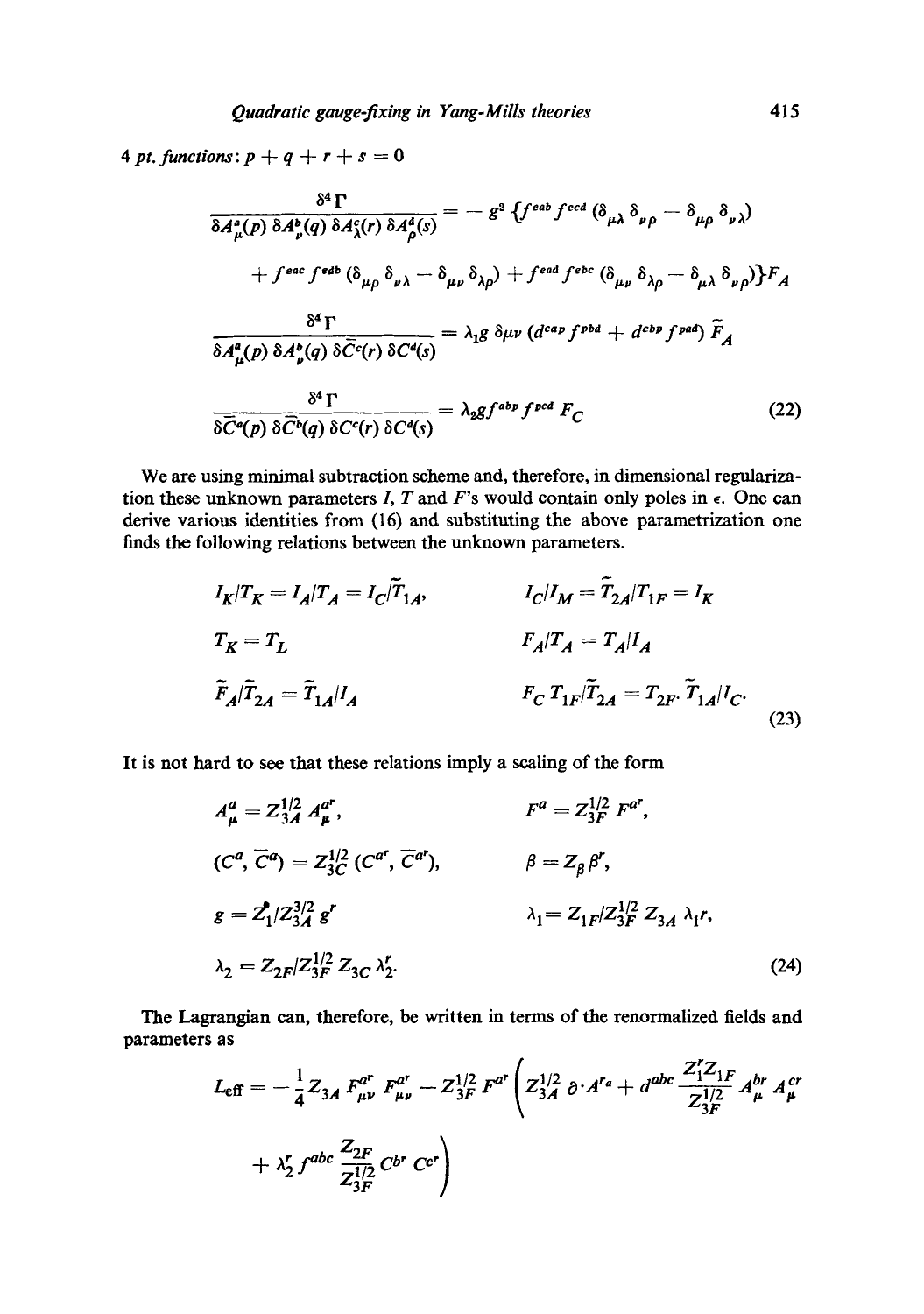*4 pt. functions*: $p + q + r + s = 0$

$$\frac{\delta^4 \Gamma}{\delta A^a_\mu(p)\, \delta A^b_\nu(q)\, \delta A^c_\lambda(r)\, \delta A^d_\rho(s)} = -\, g^2 \{f^{eab} f^{ecd} (\delta_{\mu\lambda}\, \delta_{\nu\rho} - \delta_{\mu\rho}\, \delta_{\nu\lambda})$$

$$+ f^{eac} f^{edb} (\delta_{\mu\rho}\, \delta_{\nu\lambda} - \delta_{\mu\nu}\, \delta_{\lambda\rho}) + f^{ead} f^{ebc} (\delta_{\mu\nu}\, \delta_{\lambda\rho} - \delta_{\mu\lambda}\, \delta_{\nu\rho})\} F_A$$

$$\frac{\delta^4 \Gamma}{\delta A^a_\mu(p)\, \delta A^b_\nu(q)\, \delta \bar{C}^c(r)\, \delta C^d(s)} = \lambda_1 g\, \delta\mu\nu\, (d^{cap} f^{pbd} + d^{cbp} f^{pad})\, \tilde{F}_A$$

$$\frac{\delta^4 \Gamma}{\delta \bar{C}^a(p)\, \delta \bar{C}^b(q)\, \delta C^c(r)\, \delta C^d(s)} = \lambda_2 g f^{abp} f^{pcd}\, F_C \tag{22}$$

We are using minimal subtraction scheme and, therefore, in dimensional regularization these unknown parameters $I$, $T$ and $F$'s would contain only poles in $\epsilon$. One can derive various identities from (16) and substituting the above parametrization one finds the following relations between the unknown parameters.

$$I_K/T_K = I_A/T_A = I_C/\tilde{T}_{1A}, \qquad I_C/I_M = \tilde{T}_{2A}/T_{1F} = I_K$$

$$T_K = T_L \qquad F_A/T_A = T_A/I_A$$

$$\tilde{F}_A/\tilde{T}_{2A} = \tilde{T}_{1A}/I_A \qquad F_C\, T_{1F}/\tilde{T}_{2A} = T_{2F}\cdot \tilde{T}_{1A}/I_C. \tag{23}$$

It is not hard to see that these relations imply a scaling of the form

$$A^a_\mu = Z_{3A}^{1/2} A^{ar}_\mu, \qquad F^a = Z_{3F}^{1/2} F^{ar},$$

$$(C^a, \bar{C}^a) = Z_{3C}^{1/2} (C^{ar}, \bar{C}^{ar}), \qquad \beta = Z_\beta \beta^r,$$

$$g = Z_1/Z_{3A}^{3/2} g^r \qquad \lambda_1 = Z_{1F}/Z_{3F}^{1/2} Z_{3A} \lambda_1{}^r,$$

$$\lambda_2 = Z_{2F}/Z_{3F}^{1/2} Z_{3C} \lambda_2^r. \tag{24}$$

The Lagrangian can, therefore, be written in terms of the renormalized fields and parameters as

$$L_{\text{eff}} = -\frac{1}{4} Z_{3A}\, F^{ar}_{\mu\nu} F^{ar}_{\mu\nu} - Z_{3F}^{1/2} F^{ar} \Bigg( Z_{3A}^{1/2}\, \partial \cdot A^{ra} + d^{abc} \frac{Z_1^r Z_{1F}}{Z_{3F}^{1/2}} A^{br}_\mu A^{cr}_\mu$$

$$+ \lambda_2^r f^{abc} \frac{Z_{2F}}{Z_{3F}^{1/2}} C^{br} C^{cr} \Bigg)$$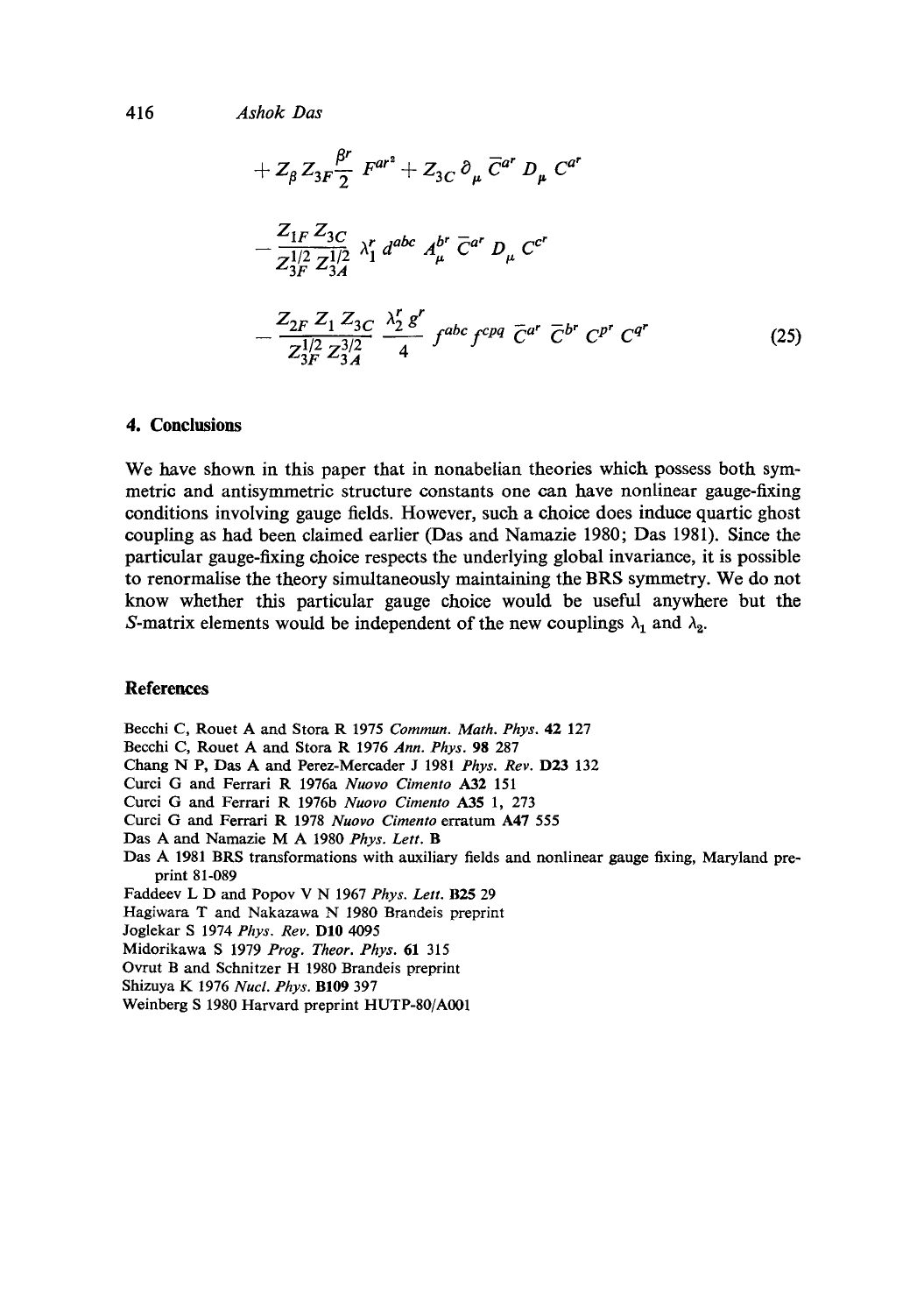$$
+ Z_{\beta} Z_{3F} \frac{\beta^r}{2} F^{ar^2} + Z_{3C} \partial_\mu \bar{C}^{ar} D_\mu C^{ar}
$$

$$
- \frac{Z_{1F} Z_{3C}}{Z_{3F}^{1/2} Z_{3A}^{1/2}} \lambda_1^r d^{abc} A_\mu^{br} \bar{C}^{ar} D_\mu C^{cr}
$$

$$
- \frac{Z_{2F} Z_1 Z_{3C}}{Z_{3F}^{1/2} Z_{3A}^{3/2}} \frac{\lambda_2^r g^r}{4} f^{abc} f^{cpq} \bar{C}^{ar} \bar{C}^{br} C^{pr} C^{qr} \tag{25}
$$

## 4. Conclusions

We have shown in this paper that in nonabelian theories which possess both symmetric and antisymmetric structure constants one can have nonlinear gauge-fixing conditions involving gauge fields. However, such a choice does induce quartic ghost coupling as had been claimed earlier (Das and Namazie 1980; Das 1981). Since the particular gauge-fixing choice respects the underlying global invariance, it is possible to renormalise the theory simultaneously maintaining the BRS symmetry. We do not know whether this particular gauge choice would be useful anywhere but the $S$-matrix elements would be independent of the new couplings $\lambda_1$ and $\lambda_2$.

## References

Becchi C, Rouet A and Stora R 1975 *Commun. Math. Phys.* **42** 127

Becchi C, Rouet A and Stora R 1976 *Ann. Phys.* **98** 287

Chang N P, Das A and Perez-Mercader J 1981 *Phys. Rev.* **D23** 132

Curci G and Ferrari R 1976a *Nuovo Cimento* **A32** 151

Curci G and Ferrari R 1976b *Nuovo Cimento* **A35** 1, 273

Curci G and Ferrari R 1978 *Nuovo Cimento* erratum **A47** 555

Das A and Namazie M A 1980 *Phys. Lett.* **B**

Das A 1981 BRS transformations with auxiliary fields and nonlinear gauge fixing, Maryland preprint 81-089

Faddeev L D and Popov V N 1967 *Phys. Lett.* **B25** 29

Hagiwara T and Nakazawa N 1980 Brandeis preprint

Joglekar S 1974 *Phys. Rev.* **D10** 4095

Midorikawa S 1979 *Prog. Theor. Phys.* **61** 315

Ovrut B and Schnitzer H 1980 Brandeis preprint

Shizuya K 1976 *Nucl. Phys.* **B109** 397

Weinberg S 1980 Harvard preprint HUTP-80/A001